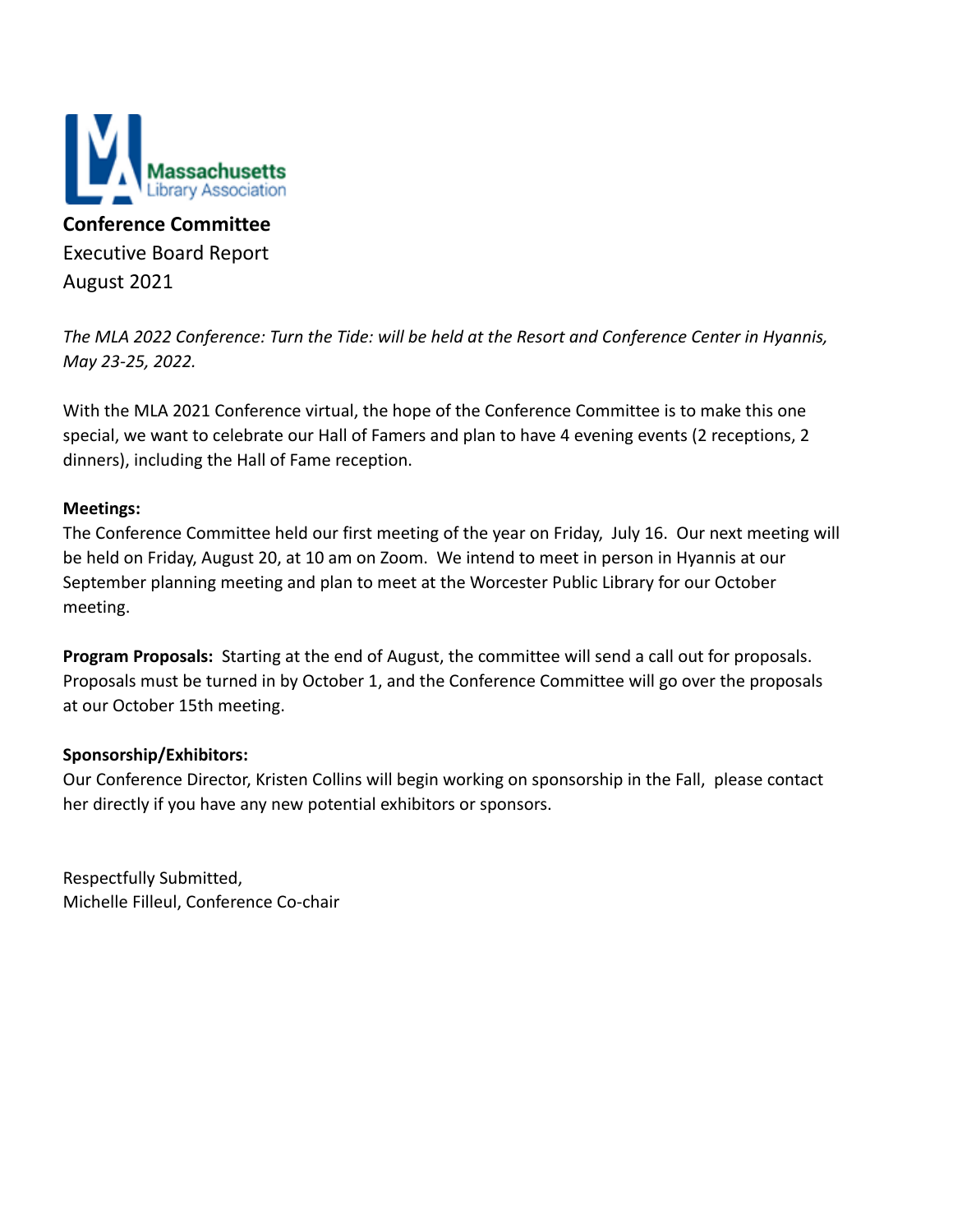Massachusetts Library Association

**Conference Committee**
Executive Board Report
August 2021

*The MLA 2022 Conference: Turn the Tide: will be held at the Resort and Conference Center in Hyannis, May 23-25, 2022.*

With the MLA 2021 Conference virtual, the hope of the Conference Committee is to make this one special, we want to celebrate our Hall of Famers and plan to have 4 evening events (2 receptions, 2 dinners), including the Hall of Fame reception.

**Meetings:**
The Conference Committee held our first meeting of the year on Friday, July 16. Our next meeting will be held on Friday, August 20, at 10 am on Zoom. We intend to meet in person in Hyannis at our September planning meeting and plan to meet at the Worcester Public Library for our October meeting.

**Program Proposals:** Starting at the end of August, the committee will send a call out for proposals. Proposals must be turned in by October 1, and the Conference Committee will go over the proposals at our October 15th meeting.

**Sponsorship/Exhibitors:**
Our Conference Director, Kristen Collins will begin working on sponsorship in the Fall, please contact her directly if you have any new potential exhibitors or sponsors.

Respectfully Submitted,
Michelle Filleul, Conference Co-chair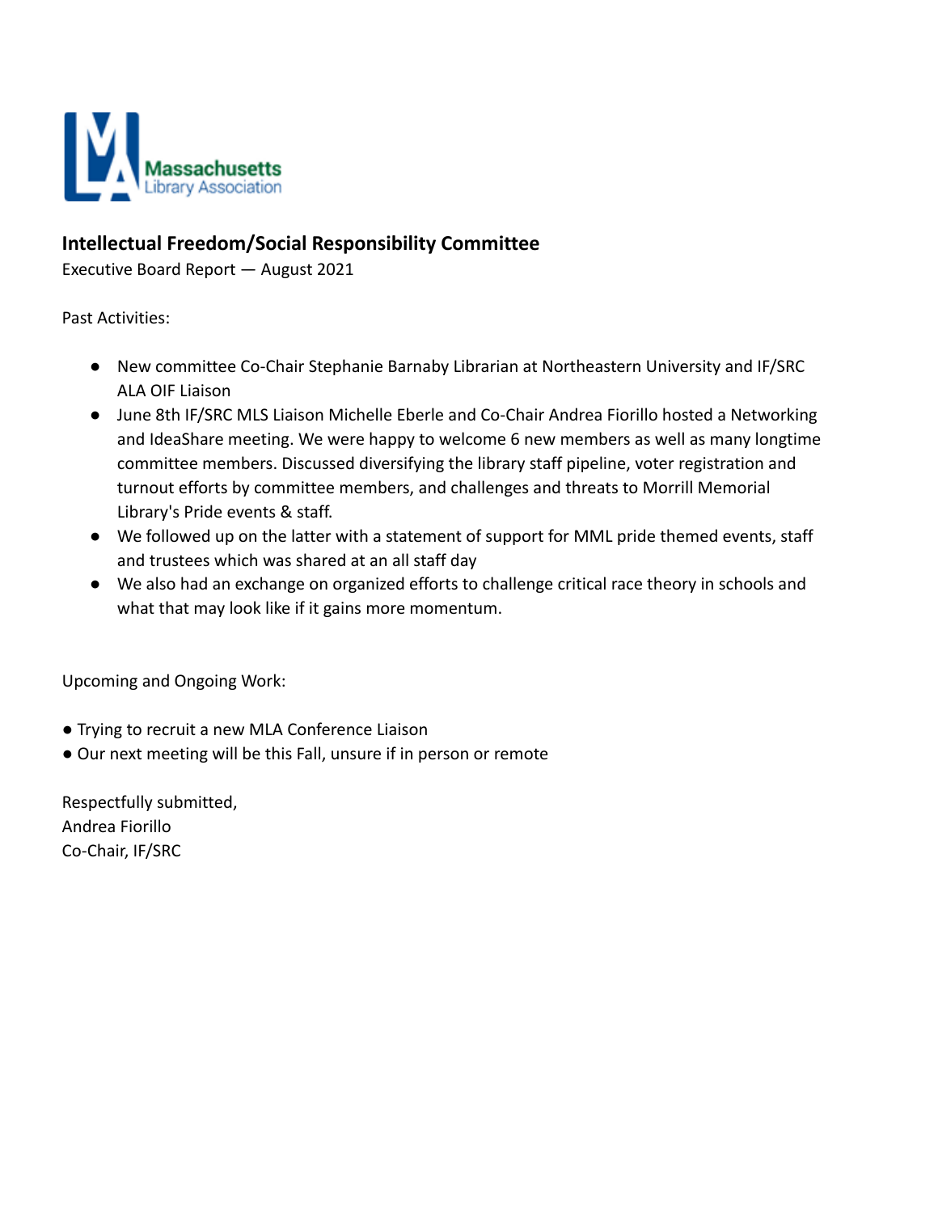Massachusetts Library Association

## Intellectual Freedom/Social Responsibility Committee

Executive Board Report — August 2021

Past Activities:

- New committee Co-Chair Stephanie Barnaby Librarian at Northeastern University and IF/SRC ALA OIF Liaison
- June 8th IF/SRC MLS Liaison Michelle Eberle and Co-Chair Andrea Fiorillo hosted a Networking and IdeaShare meeting. We were happy to welcome 6 new members as well as many longtime committee members. Discussed diversifying the library staff pipeline, voter registration and turnout efforts by committee members, and challenges and threats to Morrill Memorial Library's Pride events & staff.
- We followed up on the latter with a statement of support for MML pride themed events, staff and trustees which was shared at an all staff day
- We also had an exchange on organized efforts to challenge critical race theory in schools and what that may look like if it gains more momentum.

Upcoming and Ongoing Work:

- Trying to recruit a new MLA Conference Liaison
- Our next meeting will be this Fall, unsure if in person or remote

Respectfully submitted,
Andrea Fiorillo
Co-Chair, IF/SRC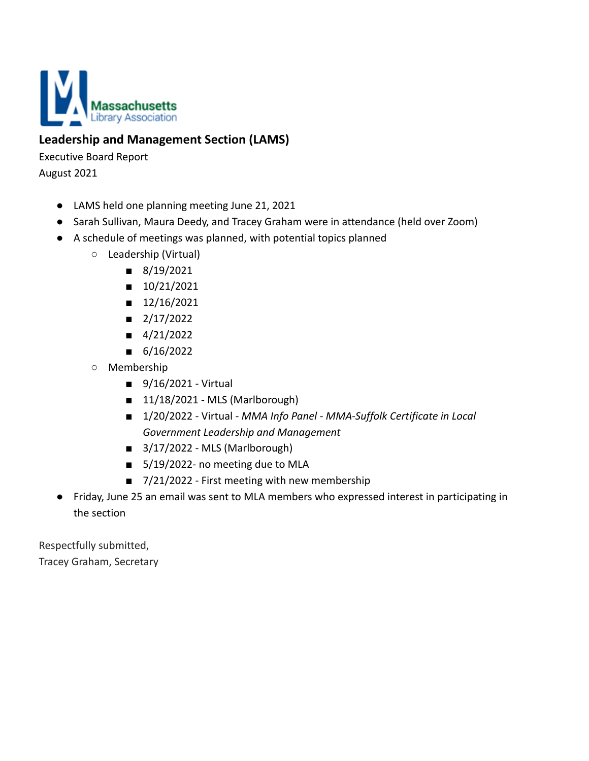Massachusetts Library Association

## Leadership and Management Section (LAMS)

Executive Board Report
August 2021

- LAMS held one planning meeting June 21, 2021
- Sarah Sullivan, Maura Deedy, and Tracey Graham were in attendance (held over Zoom)
- A schedule of meetings was planned, with potential topics planned
    - Leadership (Virtual)
        - 8/19/2021
        - 10/21/2021
        - 12/16/2021
        - 2/17/2022
        - 4/21/2022
        - 6/16/2022
    - Membership
        - 9/16/2021 - Virtual
        - 11/18/2021 - MLS (Marlborough)
        - 1/20/2022 - Virtual - *MMA Info Panel - MMA-Suffolk Certificate in Local Government Leadership and Management*
        - 3/17/2022 - MLS (Marlborough)
        - 5/19/2022- no meeting due to MLA
        - 7/21/2022 - First meeting with new membership
- Friday, June 25 an email was sent to MLA members who expressed interest in participating in the section

Respectfully submitted,
Tracey Graham, Secretary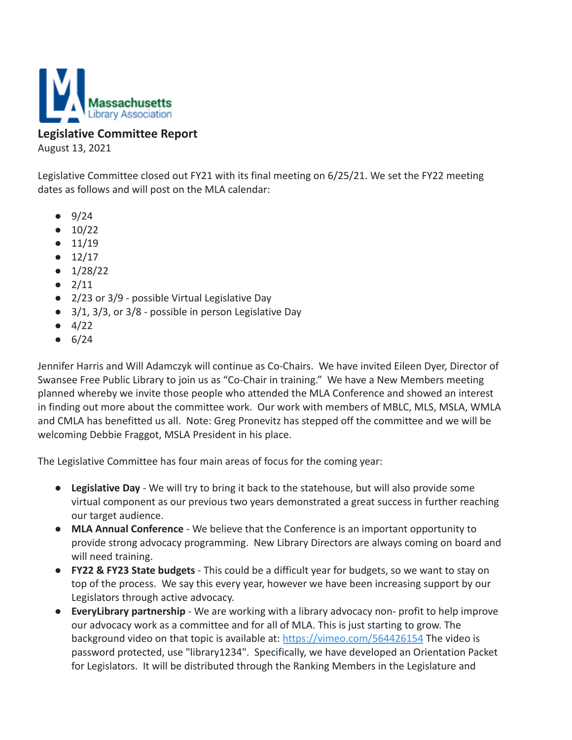Massachusetts Library Association

**Legislative Committee Report**
August 13, 2021

Legislative Committee closed out FY21 with its final meeting on 6/25/21. We set the FY22 meeting dates as follows and will post on the MLA calendar:

- 9/24
- 10/22
- 11/19
- 12/17
- 1/28/22
- 2/11
- 2/23 or 3/9 - possible Virtual Legislative Day
- 3/1, 3/3, or 3/8 - possible in person Legislative Day
- 4/22
- 6/24

Jennifer Harris and Will Adamczyk will continue as Co-Chairs. We have invited Eileen Dyer, Director of Swansee Free Public Library to join us as "Co-Chair in training." We have a New Members meeting planned whereby we invite those people who attended the MLA Conference and showed an interest in finding out more about the committee work. Our work with members of MBLC, MLS, MSLA, WMLA and CMLA has benefitted us all. Note: Greg Pronevitz has stepped off the committee and we will be welcoming Debbie Fraggot, MSLA President in his place.

The Legislative Committee has four main areas of focus for the coming year:

- **Legislative Day** - We will try to bring it back to the statehouse, but will also provide some virtual component as our previous two years demonstrated a great success in further reaching our target audience.
- **MLA Annual Conference** - We believe that the Conference is an important opportunity to provide strong advocacy programming. New Library Directors are always coming on board and will need training.
- **FY22 & FY23 State budgets** - This could be a difficult year for budgets, so we want to stay on top of the process. We say this every year, however we have been increasing support by our Legislators through active advocacy.
- **EveryLibrary partnership** - We are working with a library advocacy non- profit to help improve our advocacy work as a committee and for all of MLA. This is just starting to grow. The background video on that topic is available at: [https://vimeo.com/564426154](https://vimeo.com/564426154) The video is password protected, use "library1234". Specifically, we have developed an Orientation Packet for Legislators. It will be distributed through the Ranking Members in the Legislature and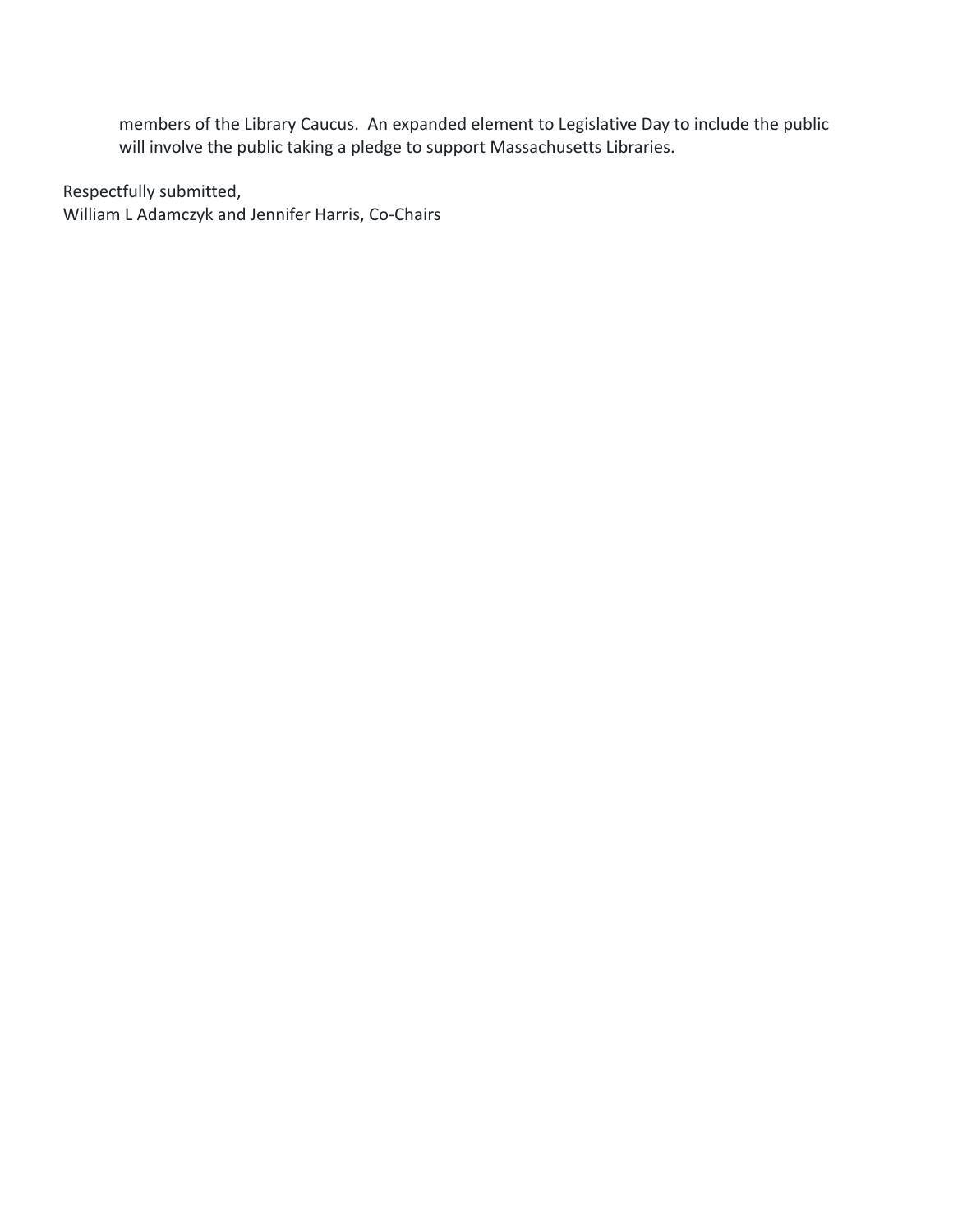members of the Library Caucus. An expanded element to Legislative Day to include the public will involve the public taking a pledge to support Massachusetts Libraries.

Respectfully submitted,
William L Adamczyk and Jennifer Harris, Co-Chairs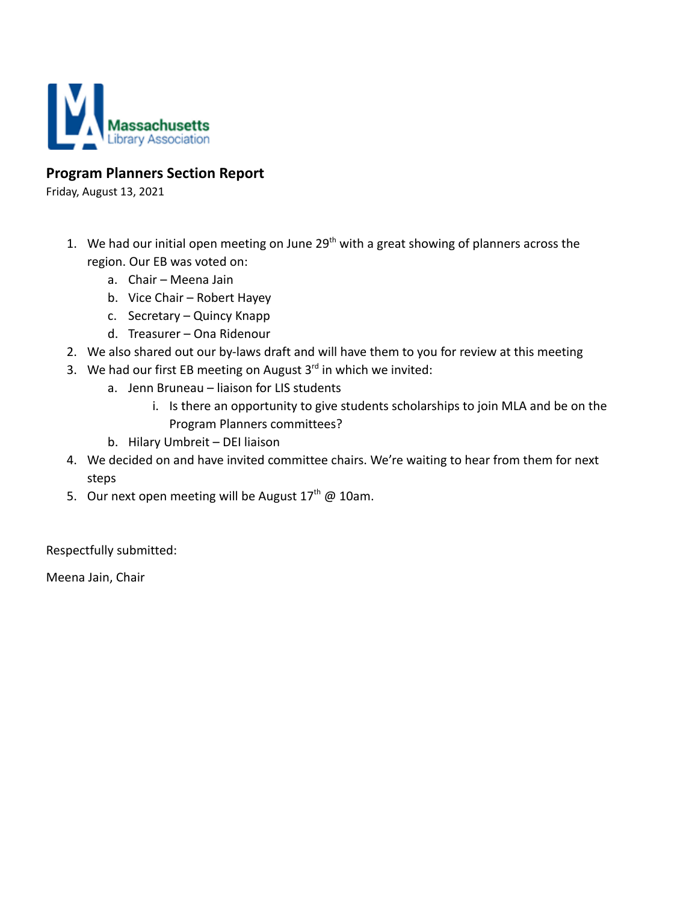**Massachusetts Library Association**

## Program Planners Section Report

Friday, August 13, 2021

1. We had our initial open meeting on June 29th with a great showing of planners across the region. Our EB was voted on:
    a. Chair – Meena Jain
    b. Vice Chair – Robert Hayey
    c. Secretary – Quincy Knapp
    d. Treasurer – Ona Ridenour
2. We also shared out our by-laws draft and will have them to you for review at this meeting
3. We had our first EB meeting on August 3rd in which we invited:
    a. Jenn Bruneau – liaison for LIS students
        i. Is there an opportunity to give students scholarships to join MLA and be on the Program Planners committees?
    b. Hilary Umbreit – DEI liaison
4. We decided on and have invited committee chairs. We're waiting to hear from them for next steps
5. Our next open meeting will be August 17th @ 10am.

Respectfully submitted:

Meena Jain, Chair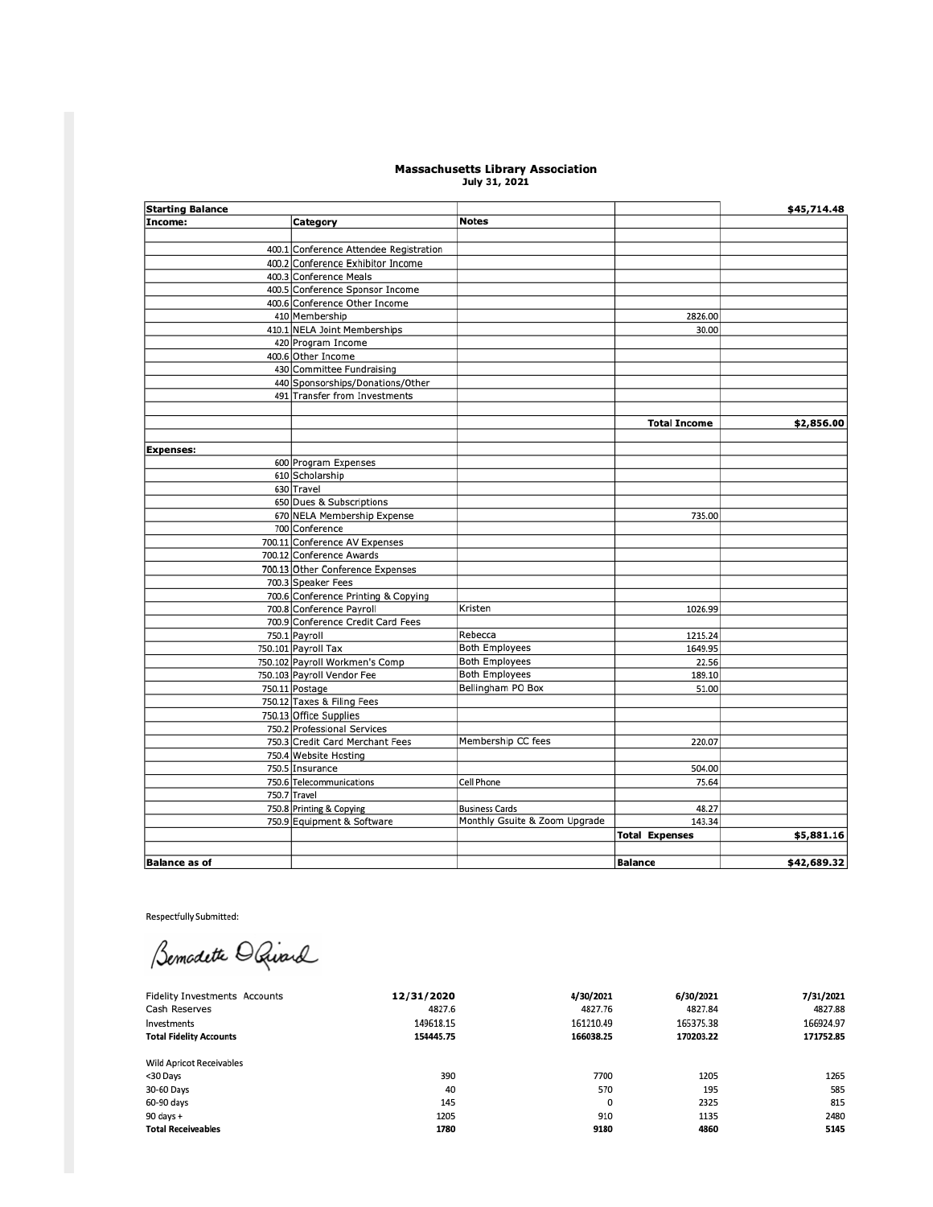## Massachusetts Library Association

**July 31, 2021**

| **Starting Balance** | | | | **$45,714.48** |
|---|---|---|---|---|
| **Income:** | **Category** | **Notes** | | |
| | | | | |
| 400.1 | Conference Attendee Registration | | | |
| 400.2 | Conference Exhibitor Income | | | |
| 400.3 | Conference Meals | | | |
| 400.5 | Conference Sponsor Income | | | |
| 400.6 | Conference Other Income | | | |
| 410 | Membership | | 2826.00 | |
| 410.1 | NELA Joint Memberships | | 30.00 | |
| 420 | Program Income | | | |
| 400.6 | Other Income | | | |
| 430 | Committee Fundraising | | | |
| 440 | Sponsorships/Donations/Other | | | |
| 491 | Transfer from Investments | | | |
| | | | | |
| | | | **Total Income** | **$2,856.00** |
| | | | | |
| **Expenses:** | | | | |
| 600 | Program Expenses | | | |
| 610 | Scholarship | | | |
| 630 | Travel | | | |
| 650 | Dues & Subscriptions | | | |
| 670 | NELA Membership Expense | | 735.00 | |
| 700 | Conference | | | |
| 700.11 | Conference AV Expenses | | | |
| 700.12 | Conference Awards | | | |
| 700.13 | Other Conference Expenses | | | |
| 700.3 | Speaker Fees | | | |
| 700.6 | Conference Printing & Copying | | | |
| 700.8 | Conference Payroll | Kristen | 1026.99 | |
| 700.9 | Conference Credit Card Fees | | | |
| 750.1 | Payroll | Rebecca | 1215.24 | |
| 750.101 | Payroll Tax | Both Employees | 1649.95 | |
| 750.102 | Payroll Workmen's Comp | Both Employees | 22.56 | |
| 750.103 | Payroll Vendor Fee | Both Employees | 189.10 | |
| 750.11 | Postage | Bellingham PO Box | 51.00 | |
| 750.12 | Taxes & Filing Fees | | | |
| 750.13 | Office Supplies | | | |
| 750.2 | Professional Services | | | |
| 750.3 | Credit Card Merchant Fees | Membership CC fees | 220.07 | |
| 750.4 | Website Hosting | | | |
| 750.5 | Insurance | | 504.00 | |
| 750.6 | Telecommunications | Cell Phone | 75.64 | |
| 750.7 | Travel | | | |
| 750.8 | Printing & Copying | Business Cards | 48.27 | |
| 750.9 | Equipment & Software | Monthly Gsuite & Zoom Upgrade | 143.34 | |
| | | | **Total Expenses** | **$5,881.16** |
| | | | | |
| **Balance as of** | | | **Balance** | **$42,689.32** |

Respectfully Submitted:

Bernadette D Rivard

| Fidelity Investments Accounts | 12/31/2020 | 4/30/2021 | 6/30/2021 | 7/31/2021 |
|---|---|---|---|---|
| Cash Reserves | 4827.6 | 4827.76 | 4827.84 | 4827.88 |
| Investments | 149618.15 | 161210.49 | 165375.38 | 166924.97 |
| **Total Fidelity Accounts** | **154445.75** | **166038.25** | **170203.22** | **171752.85** |
| | | | | |
| Wild Apricot Receivables | | | | |
| <30 Days | 390 | 7700 | 1205 | 1265 |
| 30-60 Days | 40 | 570 | 195 | 585 |
| 60-90 days | 145 | 0 | 2325 | 815 |
| 90 days + | 1205 | 910 | 1135 | 2480 |
| **Total Receiveables** | **1780** | **9180** | **4860** | **5145** |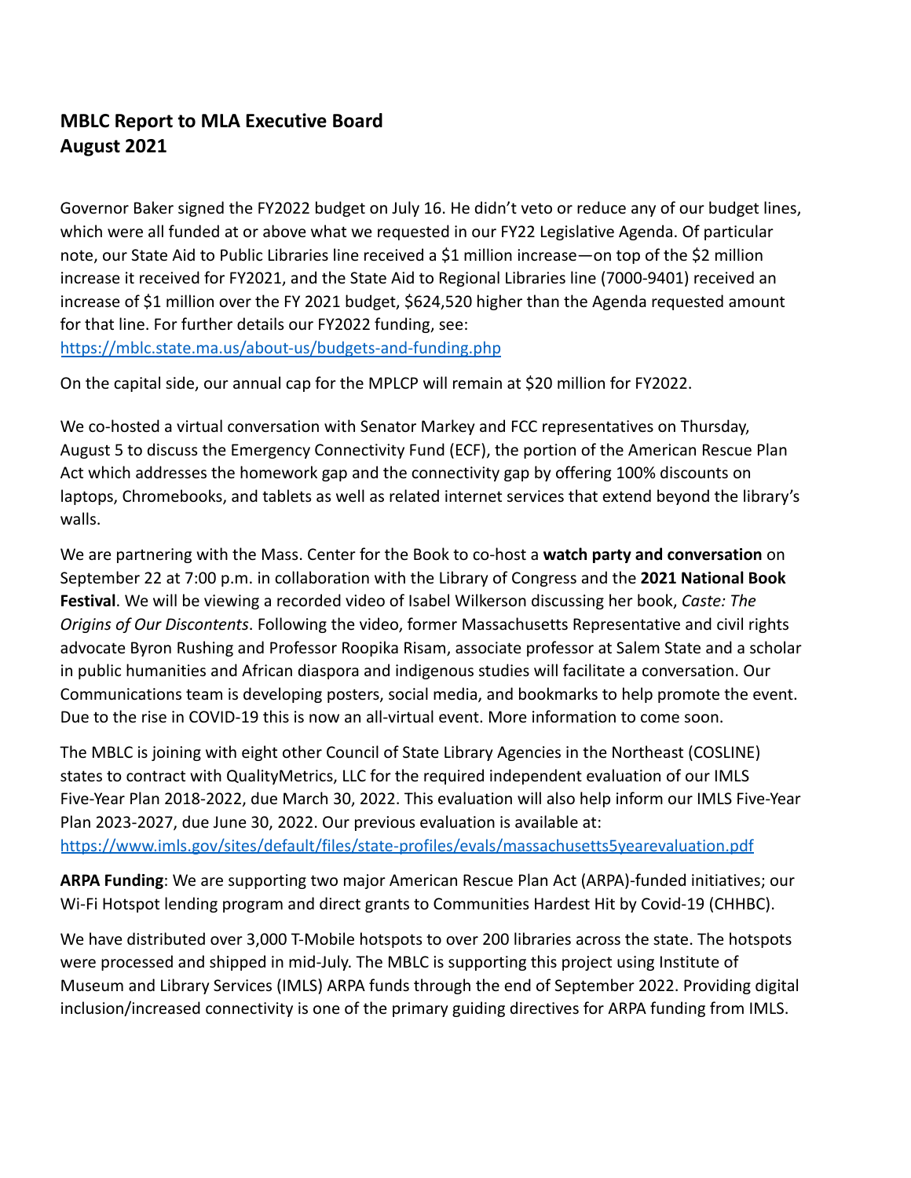## MBLC Report to MLA Executive Board
## August 2021

Governor Baker signed the FY2022 budget on July 16. He didn't veto or reduce any of our budget lines, which were all funded at or above what we requested in our FY22 Legislative Agenda. Of particular note, our State Aid to Public Libraries line received a $1 million increase—on top of the $2 million increase it received for FY2021, and the State Aid to Regional Libraries line (7000-9401) received an increase of $1 million over the FY 2021 budget, $624,520 higher than the Agenda requested amount for that line. For further details our FY2022 funding, see: [https://mblc.state.ma.us/about-us/budgets-and-funding.php](https://mblc.state.ma.us/about-us/budgets-and-funding.php)

On the capital side, our annual cap for the MPLCP will remain at $20 million for FY2022.

We co-hosted a virtual conversation with Senator Markey and FCC representatives on Thursday, August 5 to discuss the Emergency Connectivity Fund (ECF), the portion of the American Rescue Plan Act which addresses the homework gap and the connectivity gap by offering 100% discounts on laptops, Chromebooks, and tablets as well as related internet services that extend beyond the library's walls.

We are partnering with the Mass. Center for the Book to co-host a **watch party and conversation** on September 22 at 7:00 p.m. in collaboration with the Library of Congress and the **2021 National Book Festival**. We will be viewing a recorded video of Isabel Wilkerson discussing her book, *Caste: The Origins of Our Discontents*. Following the video, former Massachusetts Representative and civil rights advocate Byron Rushing and Professor Roopika Risam, associate professor at Salem State and a scholar in public humanities and African diaspora and indigenous studies will facilitate a conversation. Our Communications team is developing posters, social media, and bookmarks to help promote the event. Due to the rise in COVID-19 this is now an all-virtual event. More information to come soon.

The MBLC is joining with eight other Council of State Library Agencies in the Northeast (COSLINE) states to contract with QualityMetrics, LLC for the required independent evaluation of our IMLS Five-Year Plan 2018-2022, due March 30, 2022. This evaluation will also help inform our IMLS Five-Year Plan 2023-2027, due June 30, 2022. Our previous evaluation is available at: [https://www.imls.gov/sites/default/files/state-profiles/evals/massachusetts5yearevaluation.pdf](https://www.imls.gov/sites/default/files/state-profiles/evals/massachusetts5yearevaluation.pdf)

**ARPA Funding**: We are supporting two major American Rescue Plan Act (ARPA)-funded initiatives; our Wi-Fi Hotspot lending program and direct grants to Communities Hardest Hit by Covid-19 (CHHBC).

We have distributed over 3,000 T-Mobile hotspots to over 200 libraries across the state. The hotspots were processed and shipped in mid-July. The MBLC is supporting this project using Institute of Museum and Library Services (IMLS) ARPA funds through the end of September 2022. Providing digital inclusion/increased connectivity is one of the primary guiding directives for ARPA funding from IMLS.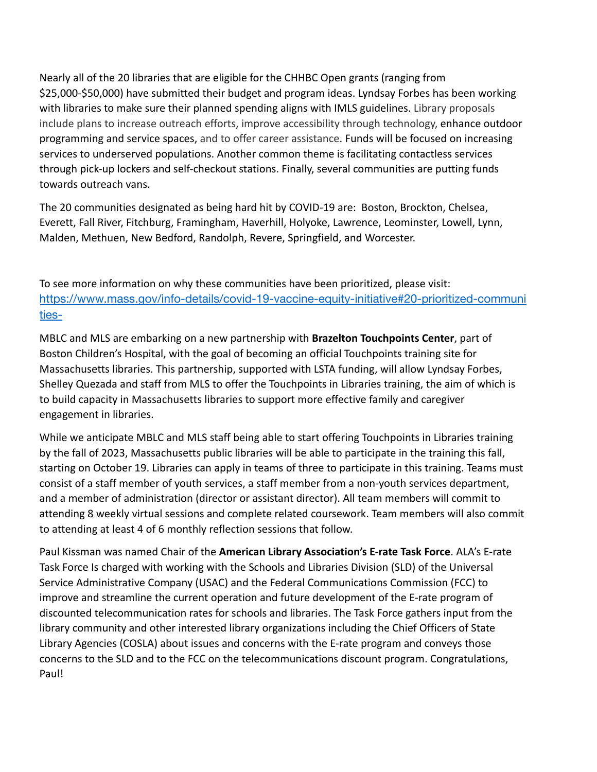Nearly all of the 20 libraries that are eligible for the CHHBC Open grants (ranging from $25,000-$50,000) have submitted their budget and program ideas. Lyndsay Forbes has been working with libraries to make sure their planned spending aligns with IMLS guidelines. Library proposals include plans to increase outreach efforts, improve accessibility through technology, enhance outdoor programming and service spaces, and to offer career assistance. Funds will be focused on increasing services to underserved populations. Another common theme is facilitating contactless services through pick-up lockers and self-checkout stations. Finally, several communities are putting funds towards outreach vans.

The 20 communities designated as being hard hit by COVID-19 are:  Boston, Brockton, Chelsea, Everett, Fall River, Fitchburg, Framingham, Haverhill, Holyoke, Lawrence, Leominster, Lowell, Lynn, Malden, Methuen, New Bedford, Randolph, Revere, Springfield, and Worcester.

To see more information on why these communities have been prioritized, please visit: [https://www.mass.gov/info-details/covid-19-vaccine-equity-initiative#20-prioritized-communities-](https://www.mass.gov/info-details/covid-19-vaccine-equity-initiative#20-prioritized-communities-)

MBLC and MLS are embarking on a new partnership with **Brazelton Touchpoints Center**, part of Boston Children's Hospital, with the goal of becoming an official Touchpoints training site for Massachusetts libraries. This partnership, supported with LSTA funding, will allow Lyndsay Forbes, Shelley Quezada and staff from MLS to offer the Touchpoints in Libraries training, the aim of which is to build capacity in Massachusetts libraries to support more effective family and caregiver engagement in libraries.

While we anticipate MBLC and MLS staff being able to start offering Touchpoints in Libraries training by the fall of 2023, Massachusetts public libraries will be able to participate in the training this fall, starting on October 19. Libraries can apply in teams of three to participate in this training. Teams must consist of a staff member of youth services, a staff member from a non-youth services department, and a member of administration (director or assistant director). All team members will commit to attending 8 weekly virtual sessions and complete related coursework. Team members will also commit to attending at least 4 of 6 monthly reflection sessions that follow.

Paul Kissman was named Chair of the **American Library Association's E-rate Task Force**. ALA's E-rate Task Force Is charged with working with the Schools and Libraries Division (SLD) of the Universal Service Administrative Company (USAC) and the Federal Communications Commission (FCC) to improve and streamline the current operation and future development of the E-rate program of discounted telecommunication rates for schools and libraries. The Task Force gathers input from the library community and other interested library organizations including the Chief Officers of State Library Agencies (COSLA) about issues and concerns with the E-rate program and conveys those concerns to the SLD and to the FCC on the telecommunications discount program. Congratulations, Paul!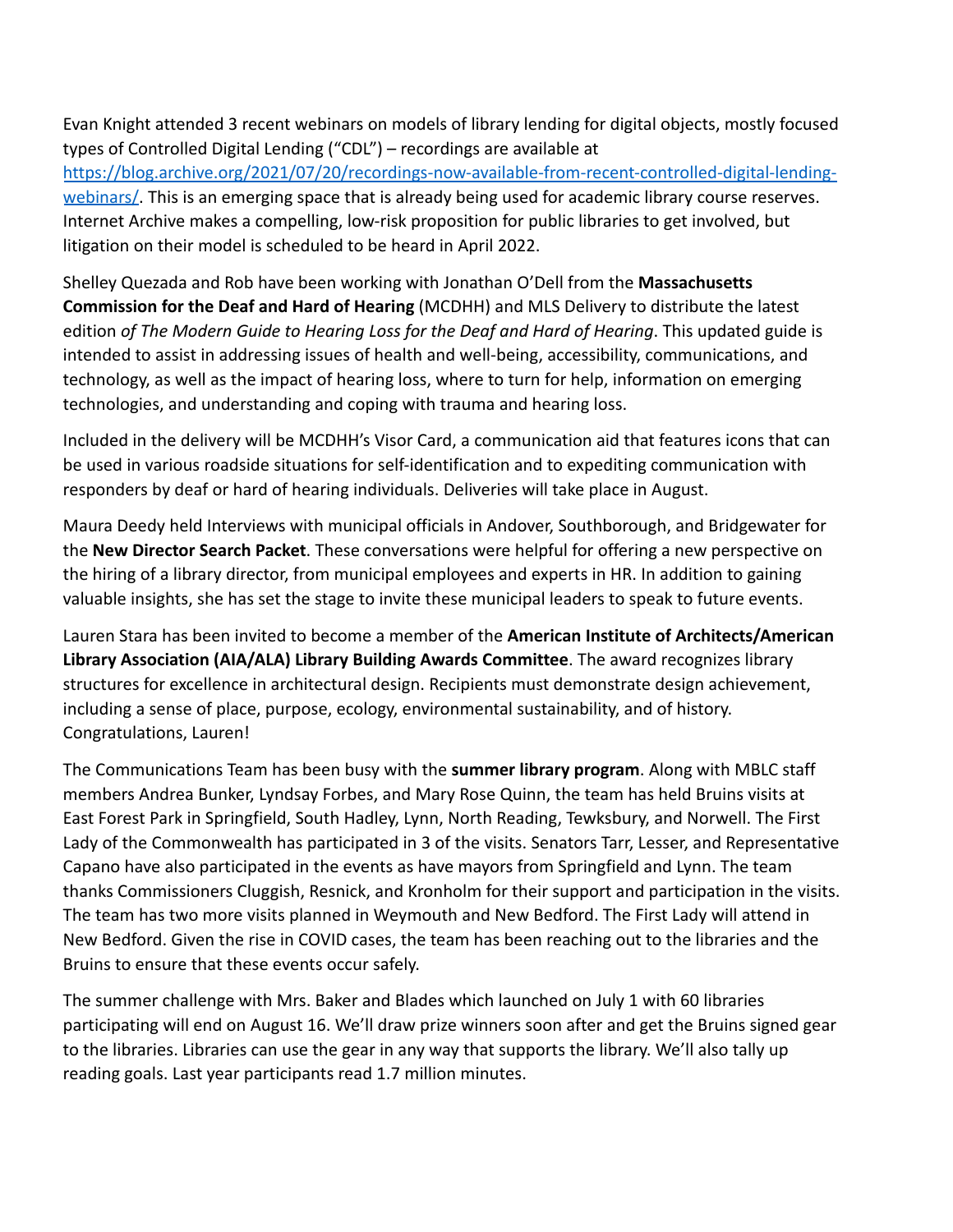Evan Knight attended 3 recent webinars on models of library lending for digital objects, mostly focused types of Controlled Digital Lending ("CDL") – recordings are available at [https://blog.archive.org/2021/07/20/recordings-now-available-from-recent-controlled-digital-lending-webinars/](https://blog.archive.org/2021/07/20/recordings-now-available-from-recent-controlled-digital-lending-webinars/). This is an emerging space that is already being used for academic library course reserves. Internet Archive makes a compelling, low-risk proposition for public libraries to get involved, but litigation on their model is scheduled to be heard in April 2022.

Shelley Quezada and Rob have been working with Jonathan O'Dell from the **Massachusetts Commission for the Deaf and Hard of Hearing** (MCDHH) and MLS Delivery to distribute the latest edition *of The Modern Guide to Hearing Loss for the Deaf and Hard of Hearing*. This updated guide is intended to assist in addressing issues of health and well-being, accessibility, communications, and technology, as well as the impact of hearing loss, where to turn for help, information on emerging technologies, and understanding and coping with trauma and hearing loss.

Included in the delivery will be MCDHH's Visor Card, a communication aid that features icons that can be used in various roadside situations for self-identification and to expediting communication with responders by deaf or hard of hearing individuals. Deliveries will take place in August.

Maura Deedy held Interviews with municipal officials in Andover, Southborough, and Bridgewater for the **New Director Search Packet**. These conversations were helpful for offering a new perspective on the hiring of a library director, from municipal employees and experts in HR. In addition to gaining valuable insights, she has set the stage to invite these municipal leaders to speak to future events.

Lauren Stara has been invited to become a member of the **American Institute of Architects/American Library Association (AIA/ALA) Library Building Awards Committee**. The award recognizes library structures for excellence in architectural design. Recipients must demonstrate design achievement, including a sense of place, purpose, ecology, environmental sustainability, and of history. Congratulations, Lauren!

The Communications Team has been busy with the **summer library program**. Along with MBLC staff members Andrea Bunker, Lyndsay Forbes, and Mary Rose Quinn, the team has held Bruins visits at East Forest Park in Springfield, South Hadley, Lynn, North Reading, Tewksbury, and Norwell. The First Lady of the Commonwealth has participated in 3 of the visits. Senators Tarr, Lesser, and Representative Capano have also participated in the events as have mayors from Springfield and Lynn. The team thanks Commissioners Cluggish, Resnick, and Kronholm for their support and participation in the visits. The team has two more visits planned in Weymouth and New Bedford. The First Lady will attend in New Bedford. Given the rise in COVID cases, the team has been reaching out to the libraries and the Bruins to ensure that these events occur safely.

The summer challenge with Mrs. Baker and Blades which launched on July 1 with 60 libraries participating will end on August 16. We'll draw prize winners soon after and get the Bruins signed gear to the libraries. Libraries can use the gear in any way that supports the library. We'll also tally up reading goals. Last year participants read 1.7 million minutes.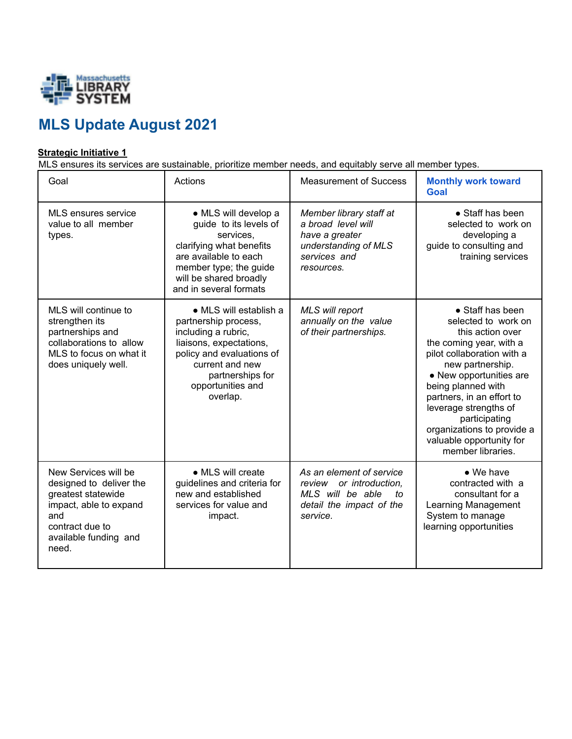# MLS Update August 2021

**Strategic Initiative 1**

MLS ensures its services are sustainable, prioritize member needs, and equitably serve all member types.

| Goal | Actions | Measurement of Success | **Monthly work toward Goal** |
|---|---|---|---|
| MLS ensures service value to all member types. | • MLS will develop a guide to its levels of services, clarifying what benefits are available to each member type; the guide will be shared broadly and in several formats | *Member library staff at a broad level will have a greater understanding of MLS services and resources.* | • Staff has been selected to work on developing a guide to consulting and training services |
| MLS will continue to strengthen its partnerships and collaborations to allow MLS to focus on what it does uniquely well. | • MLS will establish a partnership process, including a rubric, liaisons, expectations, policy and evaluations of current and new partnerships for opportunities and overlap. | *MLS will report annually on the value of their partnerships.* | • Staff has been selected to work on this action over the coming year, with a pilot collaboration with a new partnership.<br>• New opportunities are being planned with partners, in an effort to leverage strengths of participating organizations to provide a valuable opportunity for member libraries. |
| New Services will be designed to deliver the greatest statewide impact, able to expand and contract due to available funding and need. | • MLS will create guidelines and criteria for new and established services for value and impact. | *As an element of service review or introduction, MLS will be able to detail the impact of the service.* | • We have contracted with a consultant for a Learning Management System to manage learning opportunities |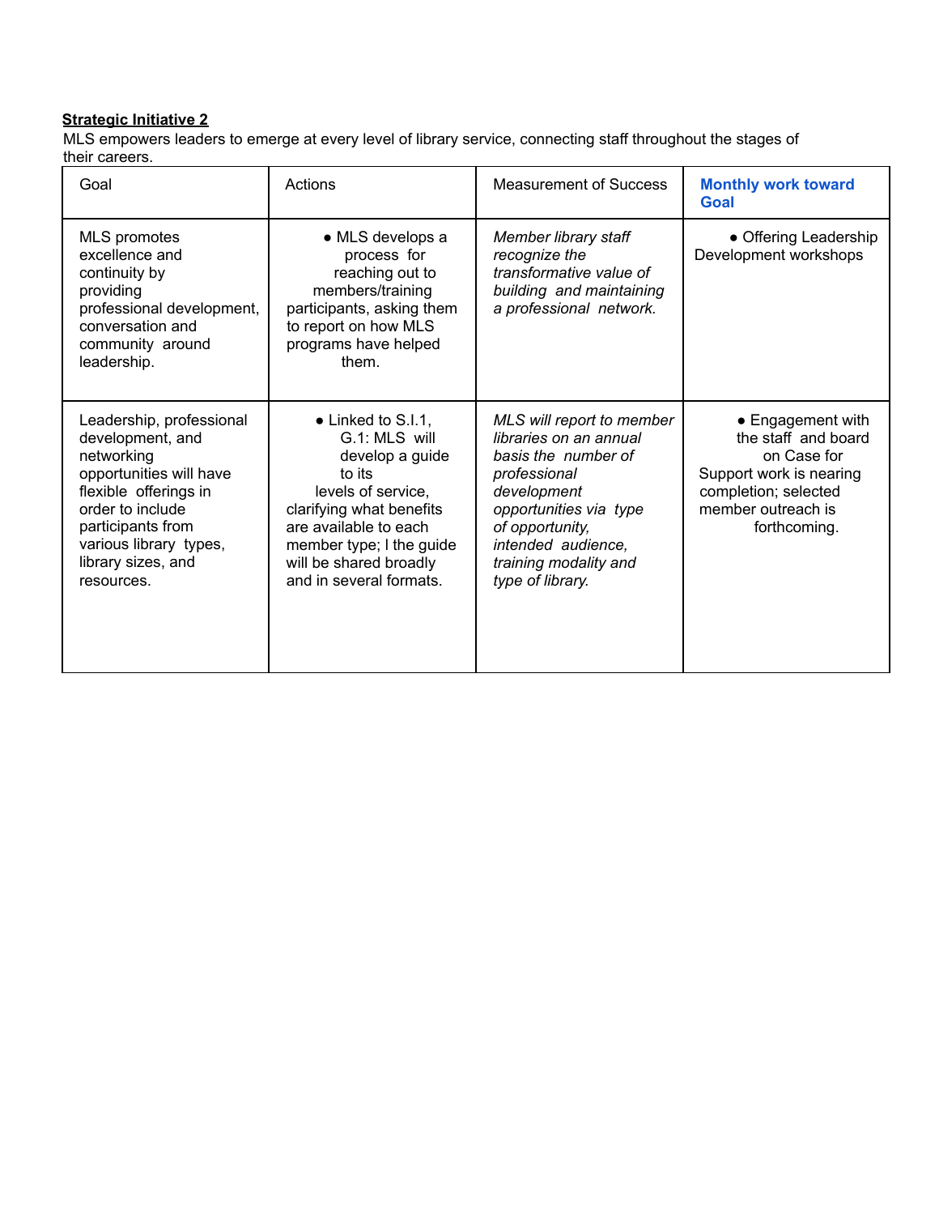**Strategic Initiative 2**

MLS empowers leaders to emerge at every level of library service, connecting staff throughout the stages of their careers.

| Goal | Actions | Measurement of Success | **Monthly work toward Goal** |
| --- | --- | --- | --- |
| MLS promotes excellence and continuity by providing professional development, conversation and community around leadership. | ● MLS develops a process for reaching out to members/training participants, asking them to report on how MLS programs have helped them. | *Member library staff recognize the transformative value of building and maintaining a professional network.* | ● Offering Leadership Development workshops |
| Leadership, professional development, and networking opportunities will have flexible offerings in order to include participants from various library types, library sizes, and resources. | ● Linked to S.I.1, G.1: MLS will develop a guide to its levels of service, clarifying what benefits are available to each member type; l the guide will be shared broadly and in several formats. | *MLS will report to member libraries on an annual basis the number of professional development opportunities via type of opportunity, intended audience, training modality and type of library.* | ● Engagement with the staff and board on Case for Support work is nearing completion; selected member outreach is forthcoming. |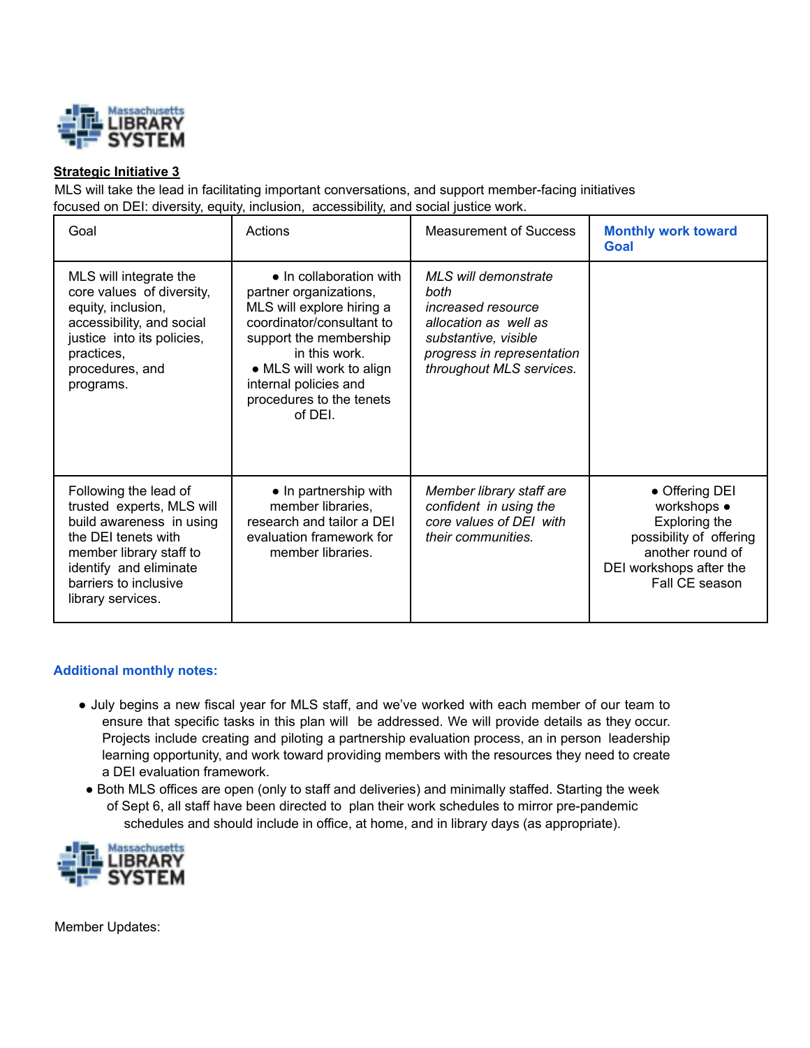Massachusetts LIBRARY SYSTEM

**Strategic Initiative 3**

MLS will take the lead in facilitating important conversations, and support member-facing initiatives focused on DEI: diversity, equity, inclusion, accessibility, and social justice work.

| Goal | Actions | Measurement of Success | Monthly work toward Goal |
|---|---|---|---|
| MLS will integrate the core values of diversity, equity, inclusion, accessibility, and social justice into its policies, practices, procedures, and programs. | • In collaboration with partner organizations, MLS will explore hiring a coordinator/consultant to support the membership in this work.<br>• MLS will work to align internal policies and procedures to the tenets of DEI. | *MLS will demonstrate both increased resource allocation as well as substantive, visible progress in representation throughout MLS services.* | |
| Following the lead of trusted experts, MLS will build awareness in using the DEI tenets with member library staff to identify and eliminate barriers to inclusive library services. | • In partnership with member libraries, research and tailor a DEI evaluation framework for member libraries. | *Member library staff are confident in using the core values of DEI with their communities.* | • Offering DEI workshops<br>• Exploring the possibility of offering another round of DEI workshops after the Fall CE season |

**Additional monthly notes:**

- July begins a new fiscal year for MLS staff, and we've worked with each member of our team to ensure that specific tasks in this plan will be addressed. We will provide details as they occur. Projects include creating and piloting a partnership evaluation process, an in person leadership learning opportunity, and work toward providing members with the resources they need to create a DEI evaluation framework.
- Both MLS offices are open (only to staff and deliveries) and minimally staffed. Starting the week of Sept 6, all staff have been directed to plan their work schedules to mirror pre-pandemic schedules and should include in office, at home, and in library days (as appropriate).

Massachusetts LIBRARY SYSTEM

Member Updates: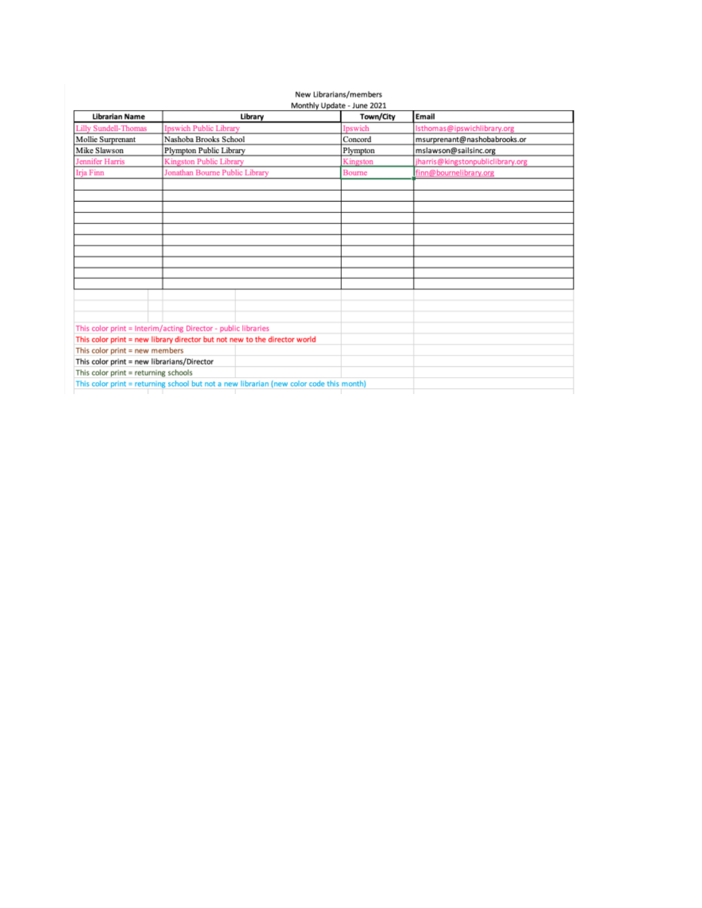New Librarians/members

Monthly Update - June 2021

| Librarian Name | Library | Town/City | Email |
| --- | --- | --- | --- |
| Lilly Sundell-Thomas | Ipswich Public Library | Ipswich | lsthomas@ipswichlibrary.org |
| Mollie Surprenant | Nashoba Brooks School | Concord | msurprenant@nashobabrooks.or |
| Mike Slawson | Plympton Public Library | Plympton | mslawson@sailsinc.org |
| Jennifer Harris | Kingston Public Library | Kingston | jharris@kingstonpubliclibrary.org |
| Irja Finn | Jonathan Bourne Public Library | Bourne | finn@bournelibrary.org |
| | | | |
| | | | |
| | | | |
| | | | |
| | | | |
| | | | |
| | | | |
| | | | |
| | | | |
| | | | |

This color print = Interim/acting Director - public libraries

This color print = new library director but not new to the director world

This color print = new members

This color print = new librarians/Director

This color print = returning schools

This color print = returning school but not a new librarian (new color code this month)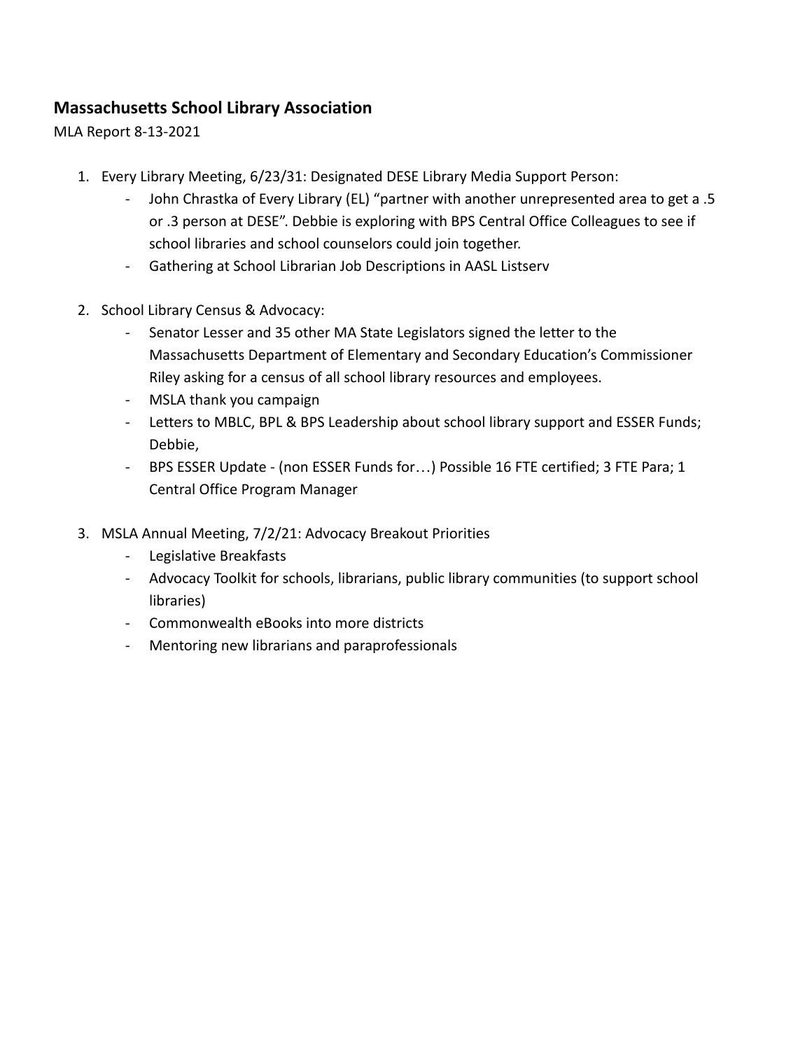## Massachusetts School Library Association

MLA Report 8-13-2021

1. Every Library Meeting, 6/23/31: Designated DESE Library Media Support Person:
    - John Chrastka of Every Library (EL) "partner with another unrepresented area to get a .5 or .3 person at DESE". Debbie is exploring with BPS Central Office Colleagues to see if school libraries and school counselors could join together.
    - Gathering at School Librarian Job Descriptions in AASL Listserv

2. School Library Census & Advocacy:
    - Senator Lesser and 35 other MA State Legislators signed the letter to the Massachusetts Department of Elementary and Secondary Education's Commissioner Riley asking for a census of all school library resources and employees.
    - MSLA thank you campaign
    - Letters to MBLC, BPL & BPS Leadership about school library support and ESSER Funds; Debbie,
    - BPS ESSER Update - (non ESSER Funds for…) Possible 16 FTE certified; 3 FTE Para; 1 Central Office Program Manager

3. MSLA Annual Meeting, 7/2/21: Advocacy Breakout Priorities
    - Legislative Breakfasts
    - Advocacy Toolkit for schools, librarians, public library communities (to support school libraries)
    - Commonwealth eBooks into more districts
    - Mentoring new librarians and paraprofessionals